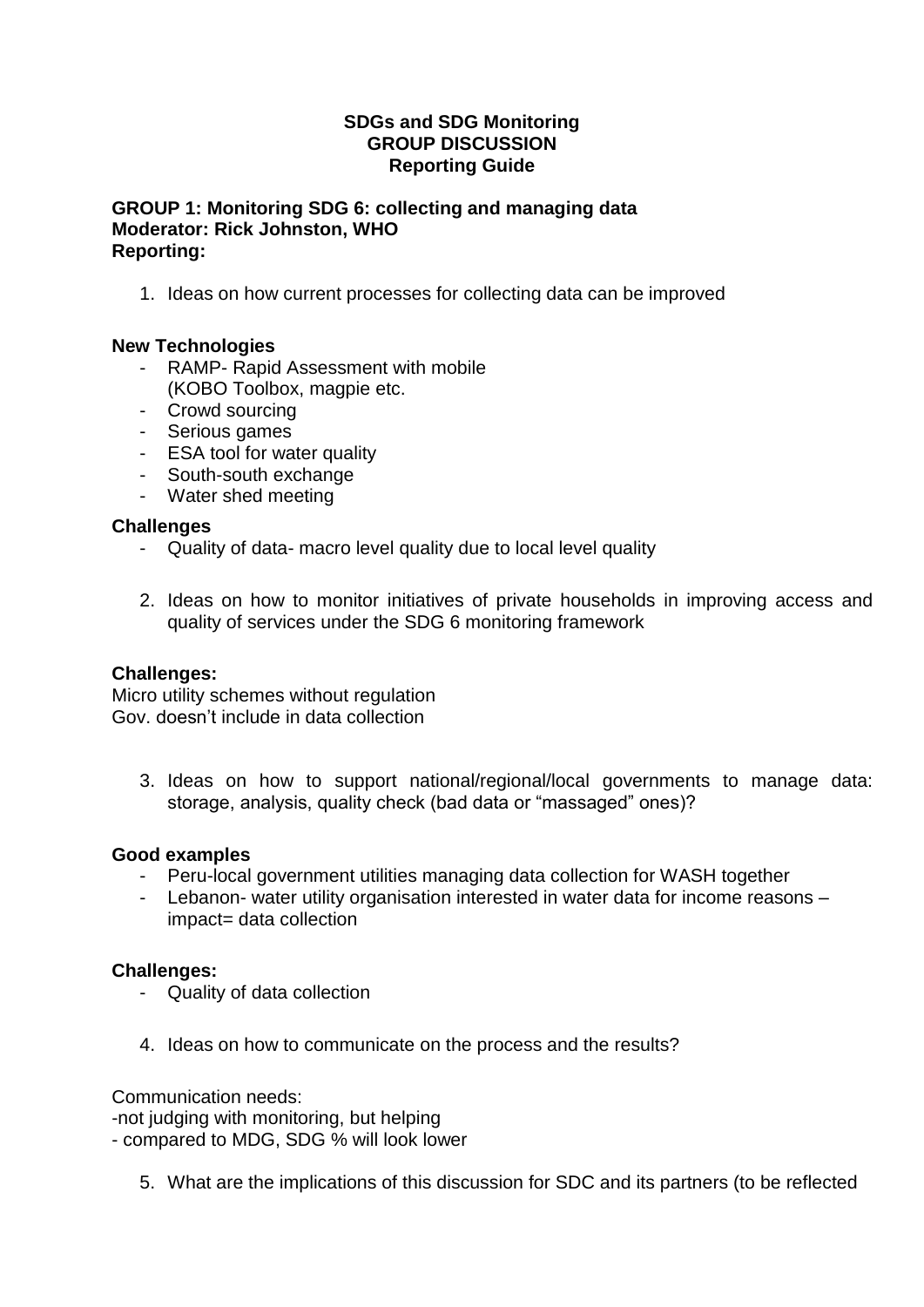**SDGs and SDG Monitoring**
**GROUP DISCUSSION**
**Reporting Guide**

**GROUP 1: Monitoring SDG 6: collecting and managing data**
**Moderator: Rick Johnston, WHO**
**Reporting:**

1. Ideas on how current processes for collecting data can be improved

**New Technologies**

- RAMP- Rapid Assessment with mobile (KOBO Toolbox, magpie etc.
- Crowd sourcing
- Serious games
- ESA tool for water quality
- South-south exchange
- Water shed meeting

**Challenges**

- Quality of data- macro level quality due to local level quality

2. Ideas on how to monitor initiatives of private households in improving access and quality of services under the SDG 6 monitoring framework

**Challenges:**

Micro utility schemes without regulation
Gov. doesn't include in data collection

3. Ideas on how to support national/regional/local governments to manage data: storage, analysis, quality check (bad data or "massaged" ones)?

**Good examples**

- Peru-local government utilities managing data collection for WASH together
- Lebanon- water utility organisation interested in water data for income reasons – impact= data collection

**Challenges:**

- Quality of data collection

4. Ideas on how to communicate on the process and the results?

Communication needs:
-not judging with monitoring, but helping
- compared to MDG, SDG % will look lower

5. What are the implications of this discussion for SDC and its partners (to be reflected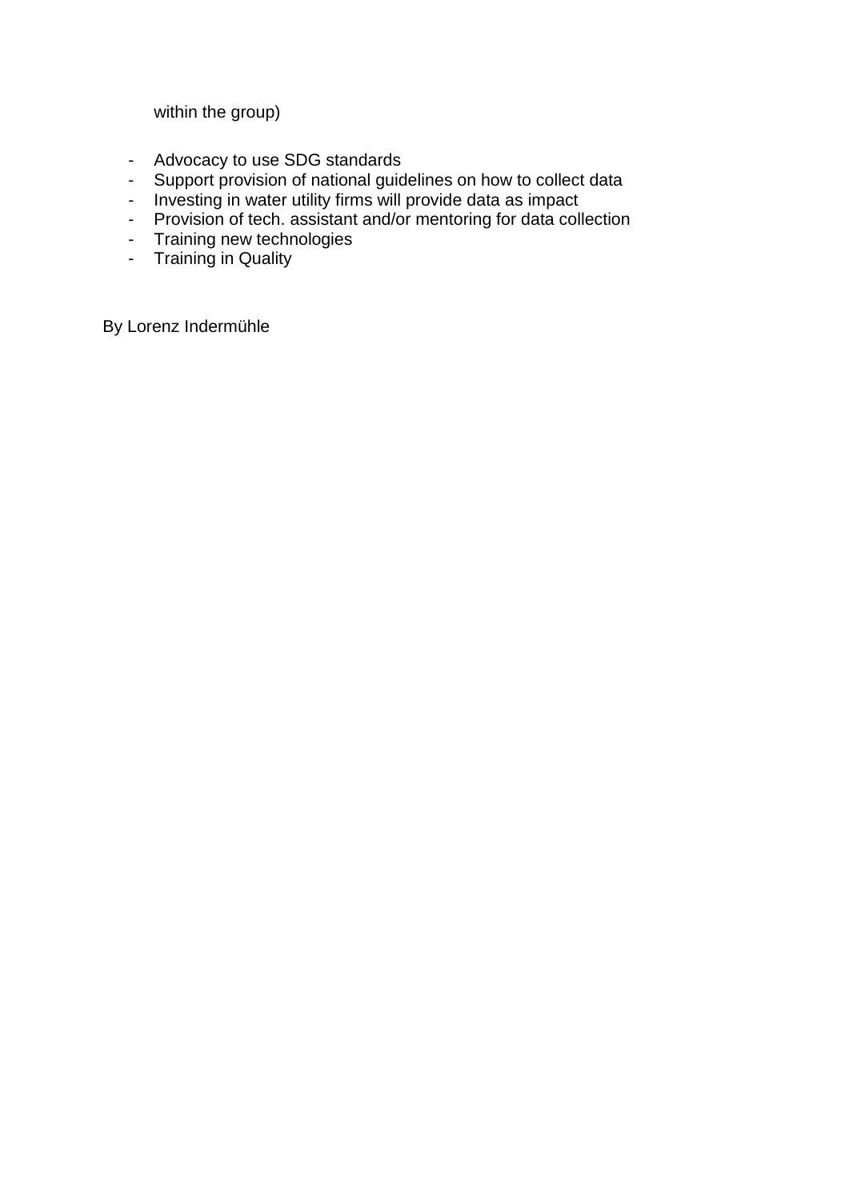within the group)

- Advocacy to use SDG standards
- Support provision of national guidelines on how to collect data
- Investing in water utility firms will provide data as impact
- Provision of tech. assistant and/or mentoring for data collection
- Training new technologies
- Training in Quality

By Lorenz Indermühle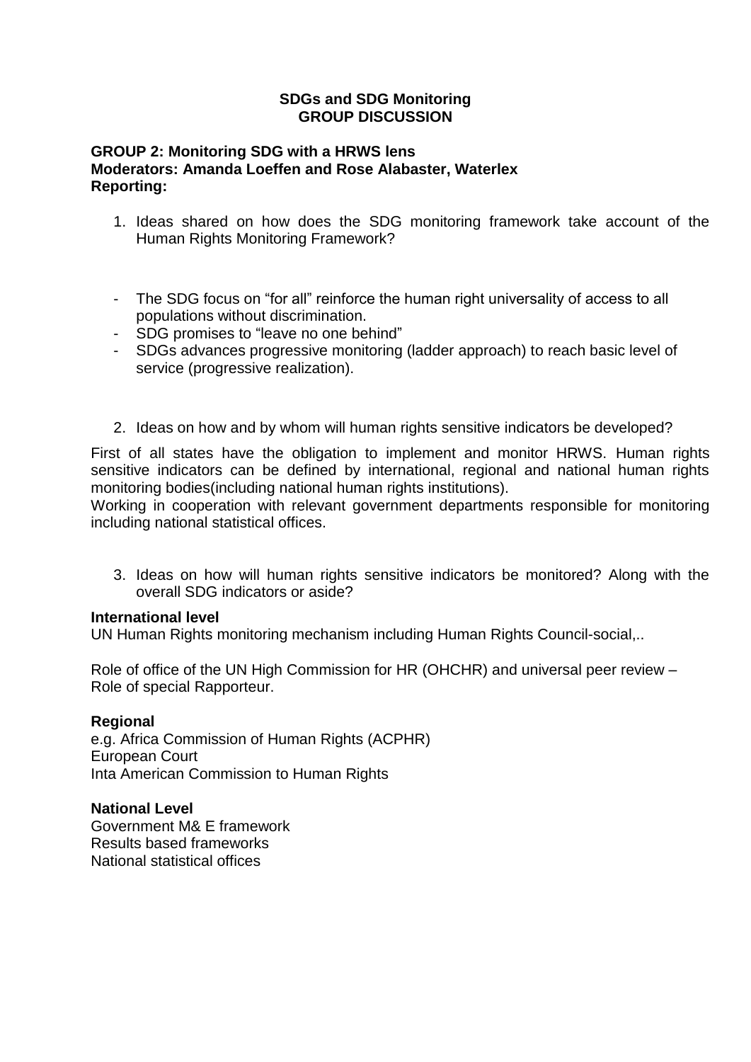**SDGs and SDG Monitoring**
**GROUP DISCUSSION**

**GROUP 2: Monitoring SDG with a HRWS lens**
**Moderators: Amanda Loeffen and Rose Alabaster, Waterlex**
**Reporting:**

1. Ideas shared on how does the SDG monitoring framework take account of the Human Rights Monitoring Framework?

- The SDG focus on "for all" reinforce the human right universality of access to all populations without discrimination.
- SDG promises to "leave no one behind"
- SDGs advances progressive monitoring (ladder approach) to reach basic level of service (progressive realization).

2. Ideas on how and by whom will human rights sensitive indicators be developed?

First of all states have the obligation to implement and monitor HRWS. Human rights sensitive indicators can be defined by international, regional and national human rights monitoring bodies(including national human rights institutions).
Working in cooperation with relevant government departments responsible for monitoring including national statistical offices.

3. Ideas on how will human rights sensitive indicators be monitored? Along with the overall SDG indicators or aside?

**International level**
UN Human Rights monitoring mechanism including Human Rights Council-social,..

Role of office of the UN High Commission for HR (OHCHR) and universal peer review –
Role of special Rapporteur.

**Regional**
e.g. Africa Commission of Human Rights (ACPHR)
European Court
Inta American Commission to Human Rights

**National Level**
Government M& E framework
Results based frameworks
National statistical offices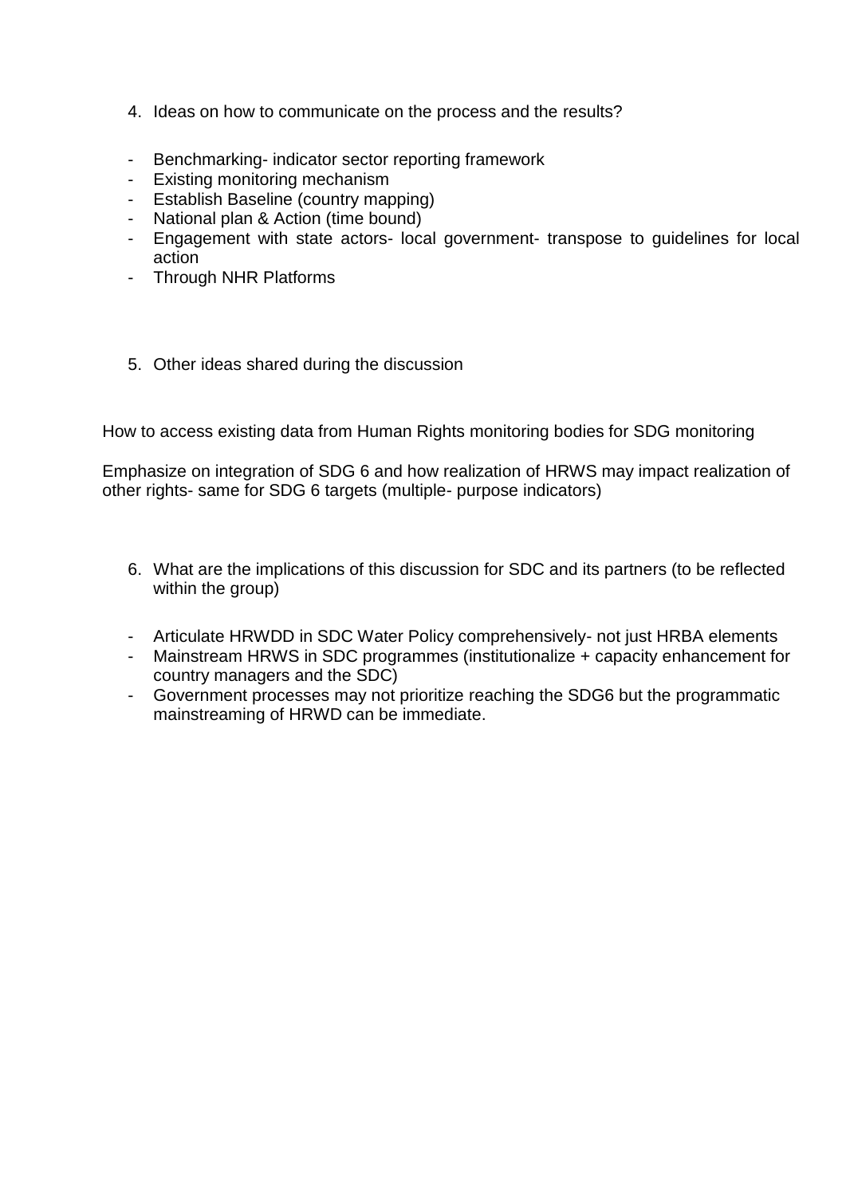4. Ideas on how to communicate on the process and the results?

- Benchmarking- indicator sector reporting framework
- Existing monitoring mechanism
- Establish Baseline (country mapping)
- National plan & Action (time bound)
- Engagement with state actors- local government- transpose to guidelines for local action
- Through NHR Platforms

5. Other ideas shared during the discussion

How to access existing data from Human Rights monitoring bodies for SDG monitoring

Emphasize on integration of SDG 6 and how realization of HRWS may impact realization of other rights- same for SDG 6 targets (multiple- purpose indicators)

6. What are the implications of this discussion for SDC and its partners (to be reflected within the group)

- Articulate HRWDD in SDC Water Policy comprehensively- not just HRBA elements
- Mainstream HRWS in SDC programmes (institutionalize + capacity enhancement for country managers and the SDC)
- Government processes may not prioritize reaching the SDG6 but the programmatic mainstreaming of HRWD can be immediate.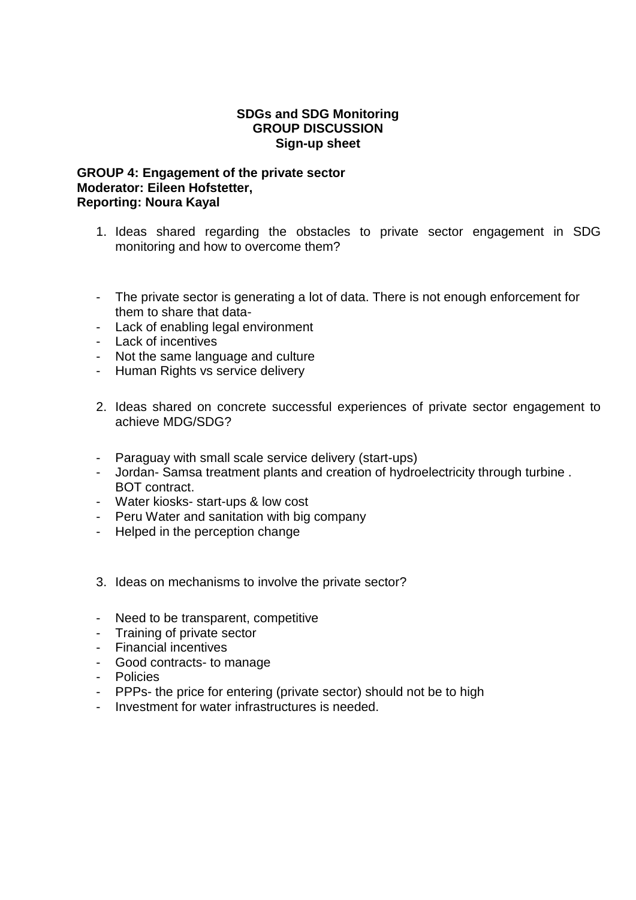**SDGs and SDG Monitoring**
**GROUP DISCUSSION**
**Sign-up sheet**

**GROUP 4: Engagement of the private sector**
**Moderator: Eileen Hofstetter,**
**Reporting: Noura Kayal**

1. Ideas shared regarding the obstacles to private sector engagement in SDG monitoring and how to overcome them?

- The private sector is generating a lot of data. There is not enough enforcement for them to share that data-
- Lack of enabling legal environment
- Lack of incentives
- Not the same language and culture
- Human Rights vs service delivery

2. Ideas shared on concrete successful experiences of private sector engagement to achieve MDG/SDG?

- Paraguay with small scale service delivery (start-ups)
- Jordan- Samsa treatment plants and creation of hydroelectricity through turbine . BOT contract.
- Water kiosks- start-ups & low cost
- Peru Water and sanitation with big company
- Helped in the perception change

3. Ideas on mechanisms to involve the private sector?

- Need to be transparent, competitive
- Training of private sector
- Financial incentives
- Good contracts- to manage
- Policies
- PPPs- the price for entering (private sector) should not be to high
- Investment for water infrastructures is needed.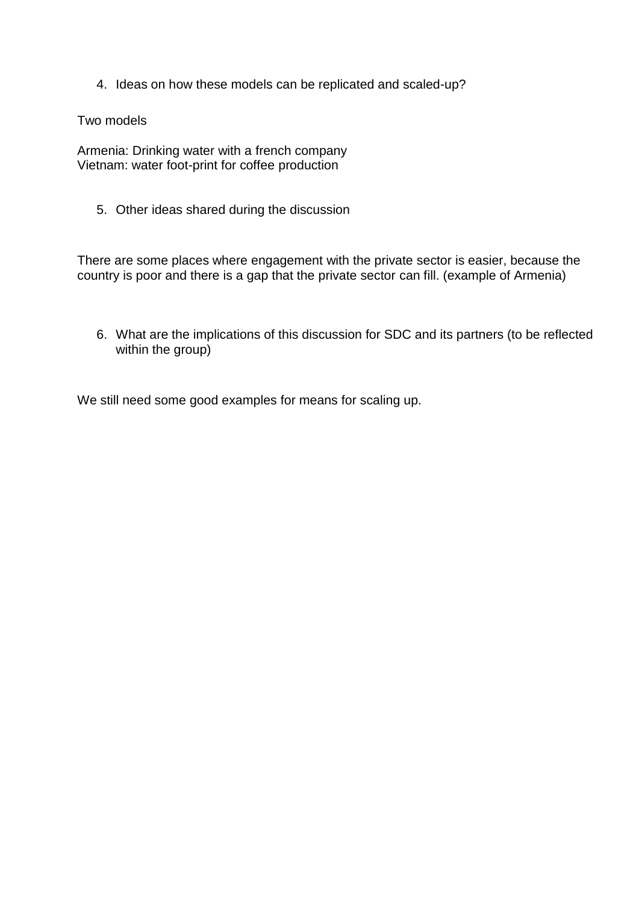4. Ideas on how these models can be replicated and scaled-up?

Two models

Armenia: Drinking water with a french company
Vietnam: water foot-print for coffee production

5. Other ideas shared during the discussion

There are some places where engagement with the private sector is easier, because the country is poor and there is a gap that the private sector can fill. (example of Armenia)

6. What are the implications of this discussion for SDC and its partners (to be reflected within the group)

We still need some good examples for means for scaling up.